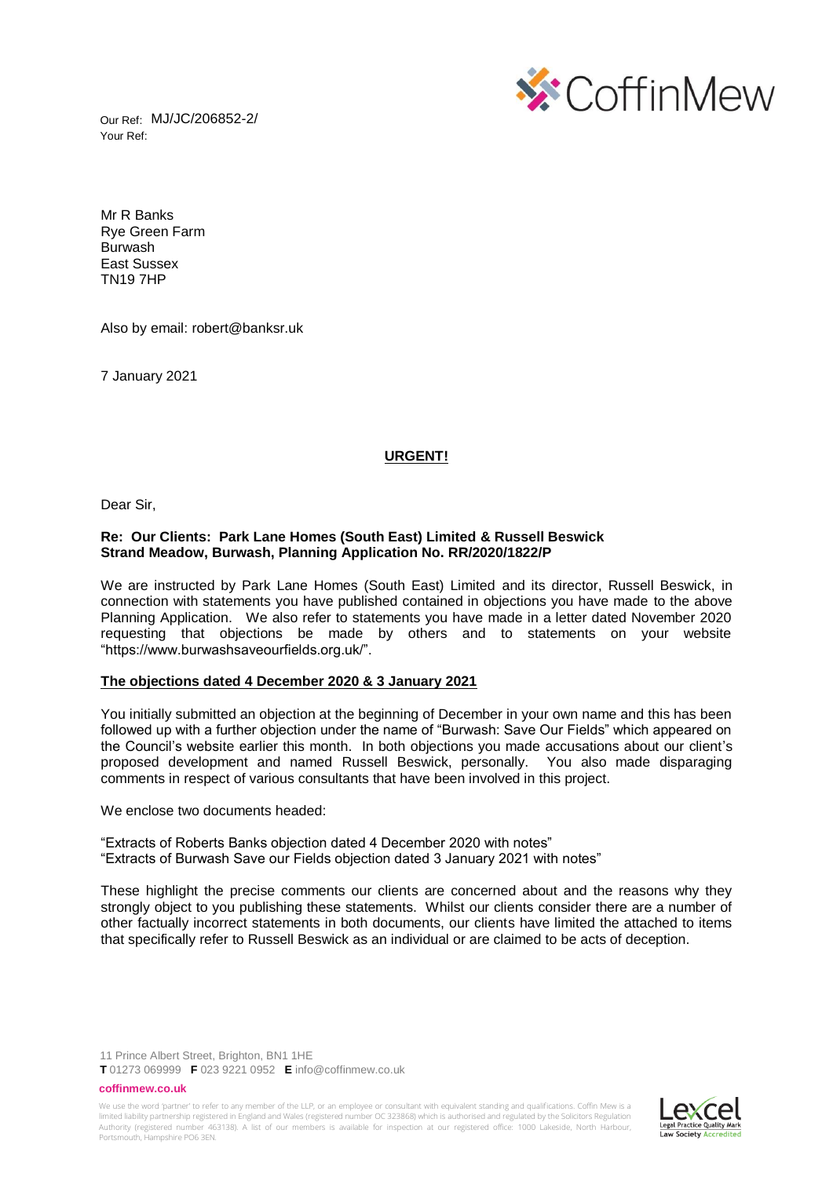Our Ref: MJ/JC/206852-2/
Your Ref:

Mr R Banks
Rye Green Farm
Burwash
East Sussex
TN19 7HP

Also by email: robert@banksr.uk

7 January 2021

**URGENT!**

Dear Sir,

**Re: Our Clients: Park Lane Homes (South East) Limited & Russell Beswick**
**Strand Meadow, Burwash, Planning Application No. RR/2020/1822/P**

We are instructed by Park Lane Homes (South East) Limited and its director, Russell Beswick, in connection with statements you have published contained in objections you have made to the above Planning Application. We also refer to statements you have made in a letter dated November 2020 requesting that objections be made by others and to statements on your website "https://www.burwashsaveourfields.org.uk/".

**The objections dated 4 December 2020 & 3 January 2021**

You initially submitted an objection at the beginning of December in your own name and this has been followed up with a further objection under the name of "Burwash: Save Our Fields" which appeared on the Council's website earlier this month. In both objections you made accusations about our client's proposed development and named Russell Beswick, personally. You also made disparaging comments in respect of various consultants that have been involved in this project.

We enclose two documents headed:

"Extracts of Roberts Banks objection dated 4 December 2020 with notes"
"Extracts of Burwash Save our Fields objection dated 3 January 2021 with notes"

These highlight the precise comments our clients are concerned about and the reasons why they strongly object to you publishing these statements. Whilst our clients consider there are a number of other factually incorrect statements in both documents, our clients have limited the attached to items that specifically refer to Russell Beswick as an individual or are claimed to be acts of deception.

11 Prince Albert Street, Brighton, BN1 1HE
**T** 01273 069999 **F** 023 9221 0952 **E** info@coffinmew.co.uk

**coffinmew.co.uk**

We use the word 'partner' to refer to any member of the LLP, or an employee or consultant with equivalent standing and qualifications. Coffin Mew is a limited liability partnership registered in England and Wales (registered number OC 323868) which is authorised and regulated by the Solicitors Regulation Authority (registered number 463138). A list of our members is available for inspection at our registered office: 1000 Lakeside, North Harbour, Portsmouth, Hampshire PO6 3EN.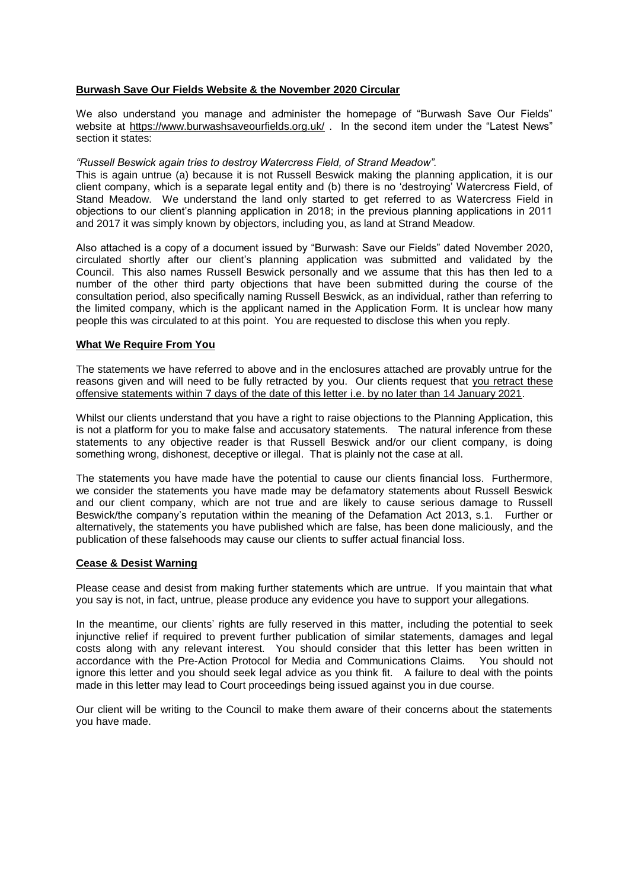**Burwash Save Our Fields Website & the November 2020 Circular**

We also understand you manage and administer the homepage of "Burwash Save Our Fields" website at https://www.burwashsaveourfields.org.uk/ . In the second item under the "Latest News" section it states:

*"Russell Beswick again tries to destroy Watercress Field, of Strand Meadow".*

This is again untrue (a) because it is not Russell Beswick making the planning application, it is our client company, which is a separate legal entity and (b) there is no 'destroying' Watercress Field, of Stand Meadow. We understand the land only started to get referred to as Watercress Field in objections to our client's planning application in 2018; in the previous planning applications in 2011 and 2017 it was simply known by objectors, including you, as land at Strand Meadow.

Also attached is a copy of a document issued by "Burwash: Save our Fields" dated November 2020, circulated shortly after our client's planning application was submitted and validated by the Council. This also names Russell Beswick personally and we assume that this has then led to a number of the other third party objections that have been submitted during the course of the consultation period, also specifically naming Russell Beswick, as an individual, rather than referring to the limited company, which is the applicant named in the Application Form. It is unclear how many people this was circulated to at this point. You are requested to disclose this when you reply.

**What We Require From You**

The statements we have referred to above and in the enclosures attached are provably untrue for the reasons given and will need to be fully retracted by you. Our clients request that you retract these offensive statements within 7 days of the date of this letter i.e. by no later than 14 January 2021.

Whilst our clients understand that you have a right to raise objections to the Planning Application, this is not a platform for you to make false and accusatory statements. The natural inference from these statements to any objective reader is that Russell Beswick and/or our client company, is doing something wrong, dishonest, deceptive or illegal. That is plainly not the case at all.

The statements you have made have the potential to cause our clients financial loss. Furthermore, we consider the statements you have made may be defamatory statements about Russell Beswick and our client company, which are not true and are likely to cause serious damage to Russell Beswick/the company's reputation within the meaning of the Defamation Act 2013, s.1. Further or alternatively, the statements you have published which are false, has been done maliciously, and the publication of these falsehoods may cause our clients to suffer actual financial loss.

**Cease & Desist Warning**

Please cease and desist from making further statements which are untrue. If you maintain that what you say is not, in fact, untrue, please produce any evidence you have to support your allegations.

In the meantime, our clients' rights are fully reserved in this matter, including the potential to seek injunctive relief if required to prevent further publication of similar statements, damages and legal costs along with any relevant interest. You should consider that this letter has been written in accordance with the Pre-Action Protocol for Media and Communications Claims. You should not ignore this letter and you should seek legal advice as you think fit. A failure to deal with the points made in this letter may lead to Court proceedings being issued against you in due course.

Our client will be writing to the Council to make them aware of their concerns about the statements you have made.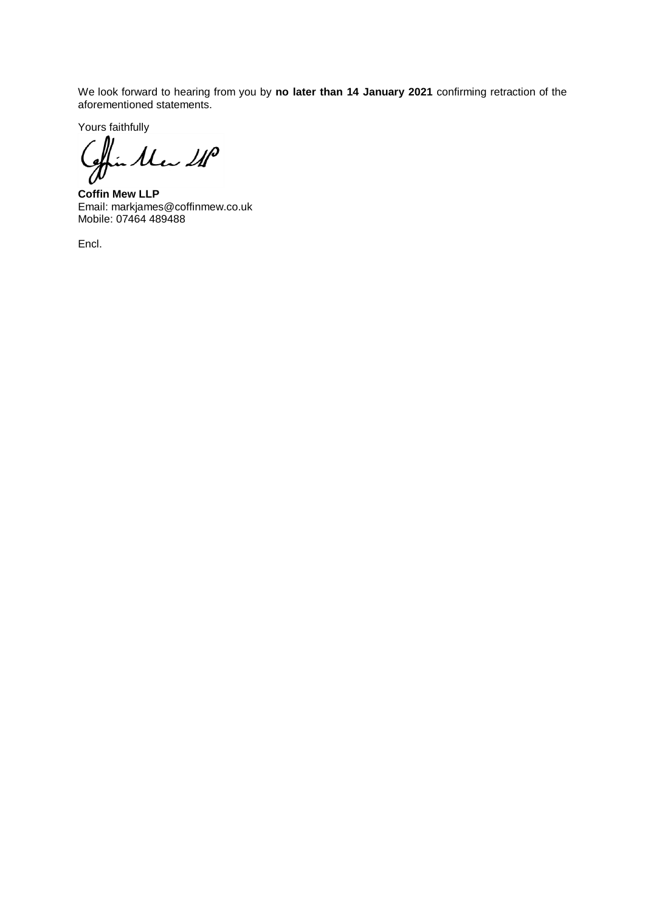We look forward to hearing from you by **no later than 14 January 2021** confirming retraction of the aforementioned statements.

Yours faithfully

**Coffin Mew LLP**
Email: markjames@coffinmew.co.uk
Mobile: 07464 489488

Encl.